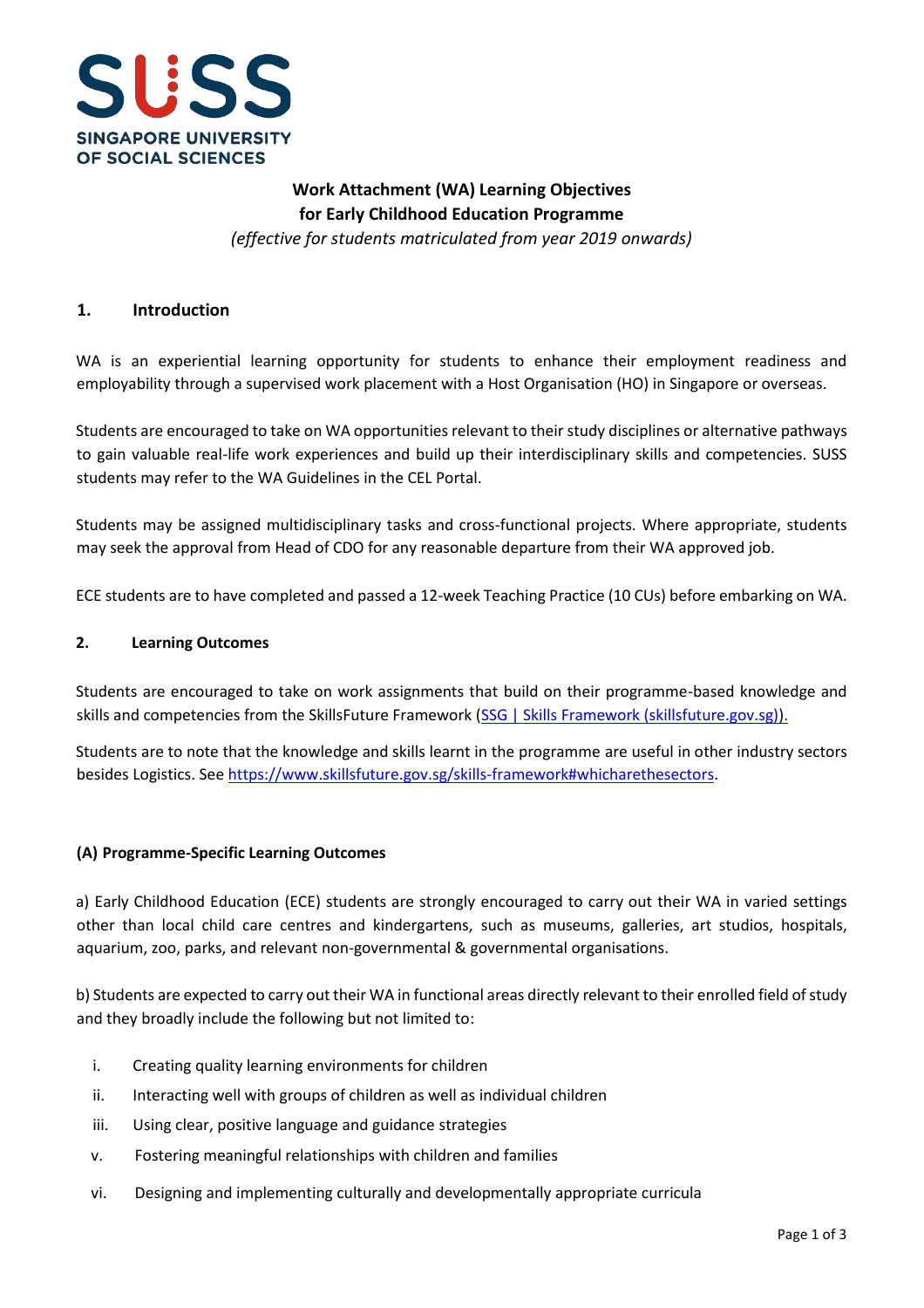SUSS
SINGAPORE UNIVERSITY OF SOCIAL SCIENCES

# Work Attachment (WA) Learning Objectives for Early Childhood Education Programme

*(effective for students matriculated from year 2019 onwards)*

## 1. Introduction

WA is an experiential learning opportunity for students to enhance their employment readiness and employability through a supervised work placement with a Host Organisation (HO) in Singapore or overseas.

Students are encouraged to take on WA opportunities relevant to their study disciplines or alternative pathways to gain valuable real-life work experiences and build up their interdisciplinary skills and competencies. SUSS students may refer to the WA Guidelines in the CEL Portal.

Students may be assigned multidisciplinary tasks and cross-functional projects. Where appropriate, students may seek the approval from Head of CDO for any reasonable departure from their WA approved job.

ECE students are to have completed and passed a 12-week Teaching Practice (10 CUs) before embarking on WA.

## 2. Learning Outcomes

Students are encouraged to take on work assignments that build on their programme-based knowledge and skills and competencies from the SkillsFuture Framework ([SSG | Skills Framework (skillsfuture.gov.sg)](https://www.skillsfuture.gov.sg)).

Students are to note that the knowledge and skills learnt in the programme are useful in other industry sectors besides Logistics. See https://www.skillsfuture.gov.sg/skills-framework#whicharethesectors.

### (A) Programme-Specific Learning Outcomes

a) Early Childhood Education (ECE) students are strongly encouraged to carry out their WA in varied settings other than local child care centres and kindergartens, such as museums, galleries, art studios, hospitals, aquarium, zoo, parks, and relevant non-governmental & governmental organisations.

b) Students are expected to carry out their WA in functional areas directly relevant to their enrolled field of study and they broadly include the following but not limited to:

i. Creating quality learning environments for children
ii. Interacting well with groups of children as well as individual children
iii. Using clear, positive language and guidance strategies
v. Fostering meaningful relationships with children and families
vi. Designing and implementing culturally and developmentally appropriate curricula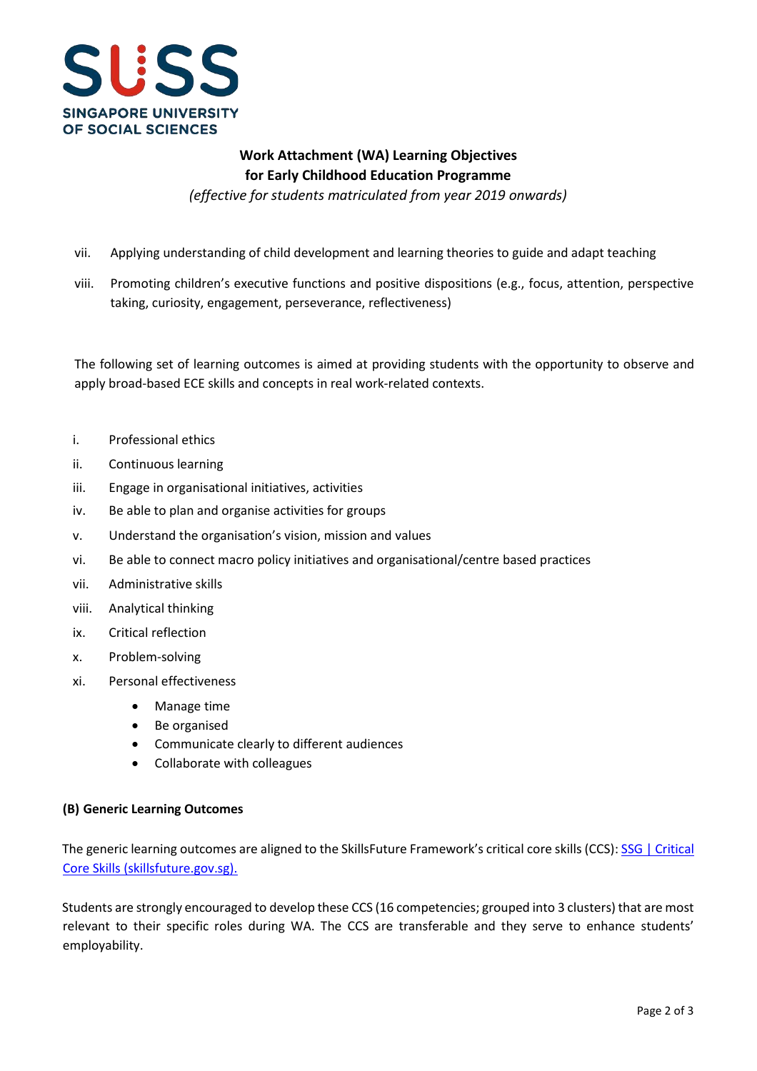**Work Attachment (WA) Learning Objectives for Early Childhood Education Programme**

*(effective for students matriculated from year 2019 onwards)*

vii. Applying understanding of child development and learning theories to guide and adapt teaching

viii. Promoting children's executive functions and positive dispositions (e.g., focus, attention, perspective taking, curiosity, engagement, perseverance, reflectiveness)

The following set of learning outcomes is aimed at providing students with the opportunity to observe and apply broad-based ECE skills and concepts in real work-related contexts.

i. Professional ethics

ii. Continuous learning

iii. Engage in organisational initiatives, activities

iv. Be able to plan and organise activities for groups

v. Understand the organisation's vision, mission and values

vi. Be able to connect macro policy initiatives and organisational/centre based practices

vii. Administrative skills

viii. Analytical thinking

ix. Critical reflection

x. Problem-solving

xi. Personal effectiveness

- Manage time
- Be organised
- Communicate clearly to different audiences
- Collaborate with colleagues

**(B) Generic Learning Outcomes**

The generic learning outcomes are aligned to the SkillsFuture Framework's critical core skills (CCS): SSG | Critical Core Skills (skillsfuture.gov.sg).

Students are strongly encouraged to develop these CCS (16 competencies; grouped into 3 clusters) that are most relevant to their specific roles during WA. The CCS are transferable and they serve to enhance students' employability.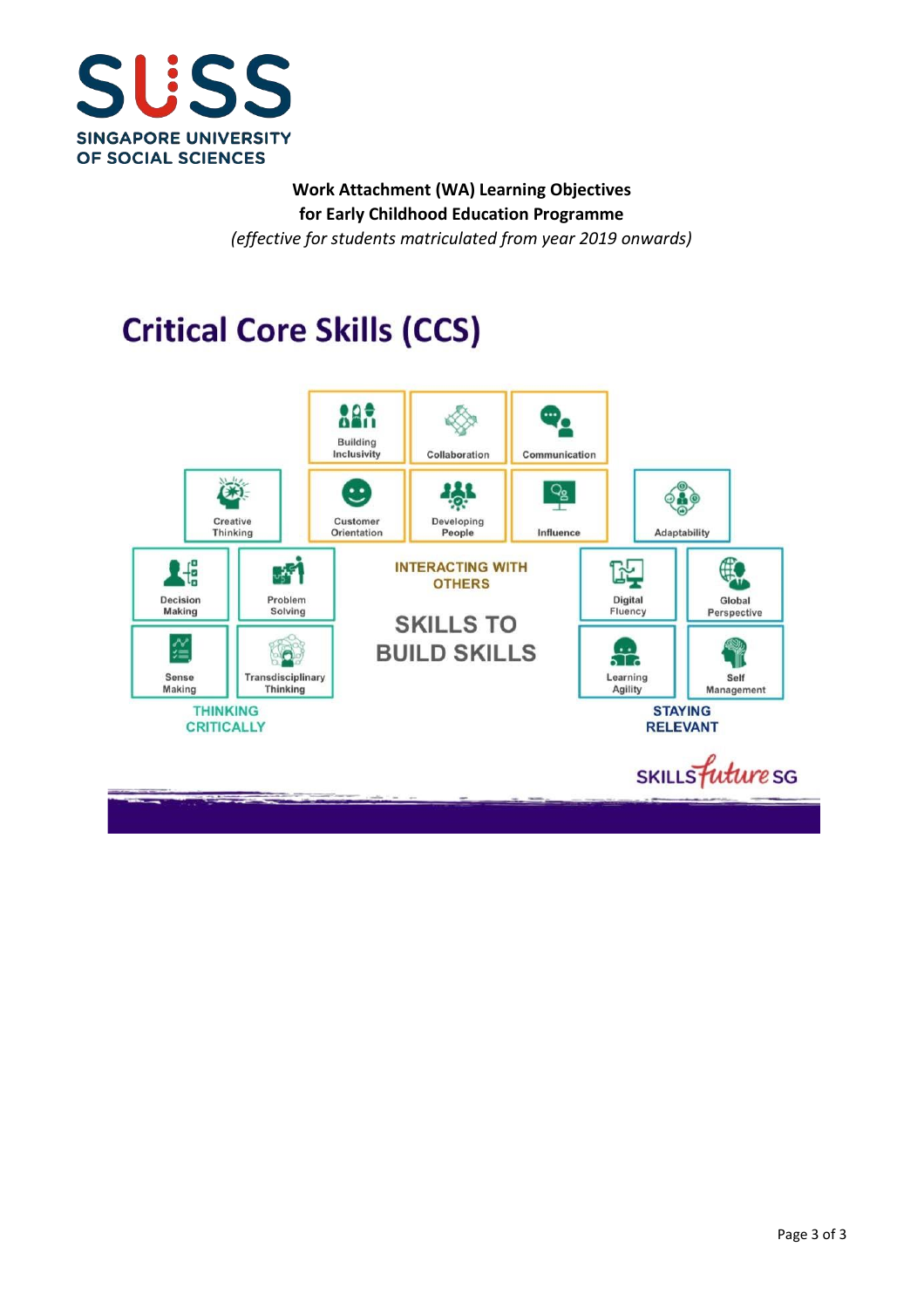**Work Attachment (WA) Learning Objectives**
**for Early Childhood Education Programme**
*(effective for students matriculated from year 2019 onwards)*

# Critical Core Skills (CCS)

Building Inclusivity
Collaboration
Communication
Creative Thinking
Customer Orientation
Developing People
Influence
Adaptability
Decision Making
Problem Solving
INTERACTING WITH OTHERS
Digital Fluency
Global Perspective
SKILLS TO BUILD SKILLS
Sense Making
Transdisciplinary Thinking
Learning Agility
Self Management
THINKING CRITICALLY
STAYING RELEVANT
SKILLS future SG